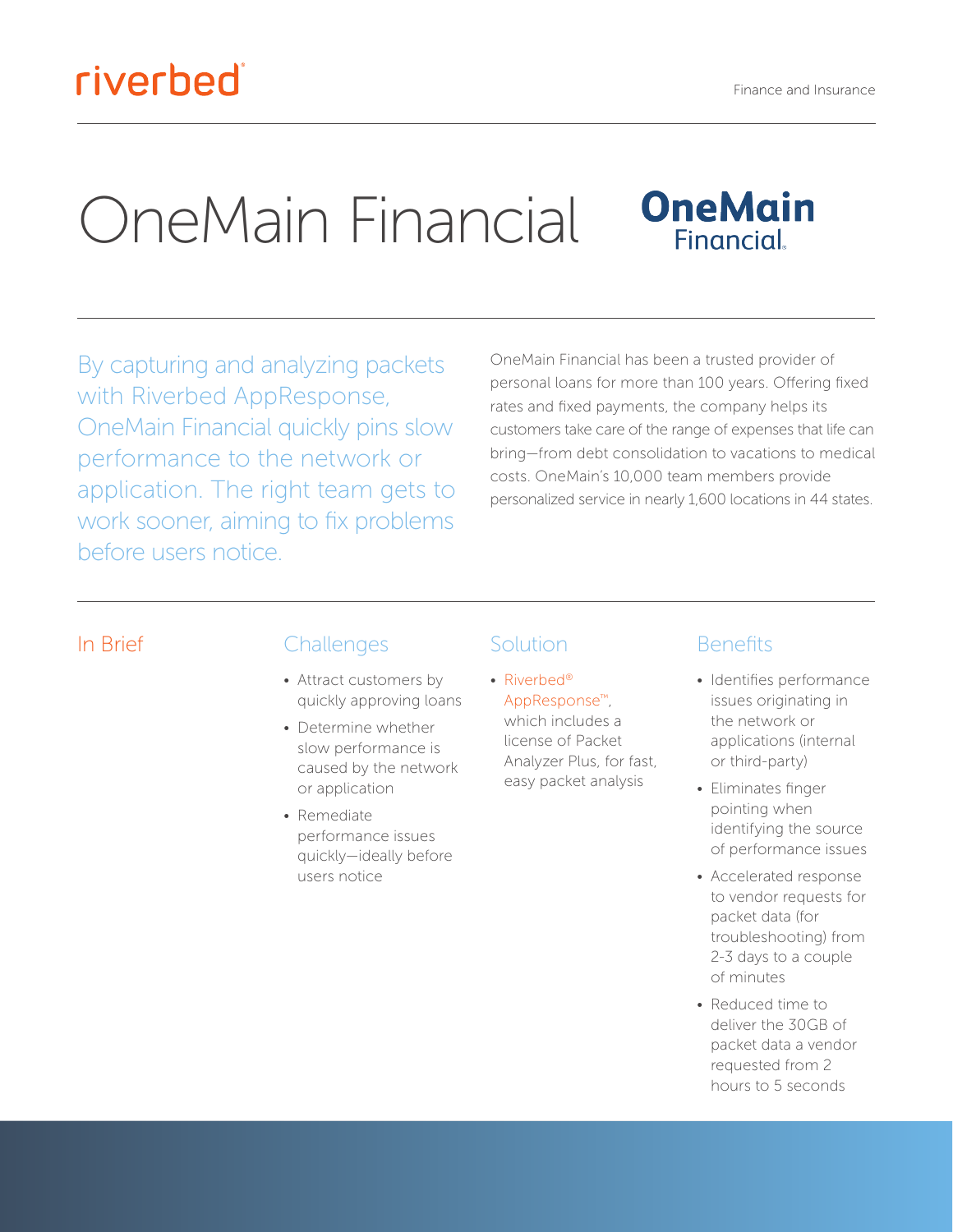Finance and Insurance

# OneMain Financial

By capturing and analyzing packets with Riverbed AppResponse, OneMain Financial quickly pins slow performance to the network or application. The right team gets to work sooner, aiming to fix problems before users notice.

OneMain Financial has been a trusted provider of personal loans for more than 100 years. Offering fixed rates and fixed payments, the company helps its customers take care of the range of expenses that life can bring—from debt consolidation to vacations to medical costs. OneMain's 10,000 team members provide personalized service in nearly 1,600 locations in 44 states.

## In Brief

### Challenges

- Attract customers by quickly approving loans
- Determine whether slow performance is caused by the network or application
- Remediate performance issues quickly—ideally before users notice

### Solution

- Riverbed® AppResponse™, which includes a license of Packet Analyzer Plus, for fast, easy packet analysis

### Benefits

- Identifies performance issues originating in the network or applications (internal or third-party)
- Eliminates finger pointing when identifying the source of performance issues
- Accelerated response to vendor requests for packet data (for troubleshooting) from 2-3 days to a couple of minutes
- Reduced time to deliver the 30GB of packet data a vendor requested from 2 hours to 5 seconds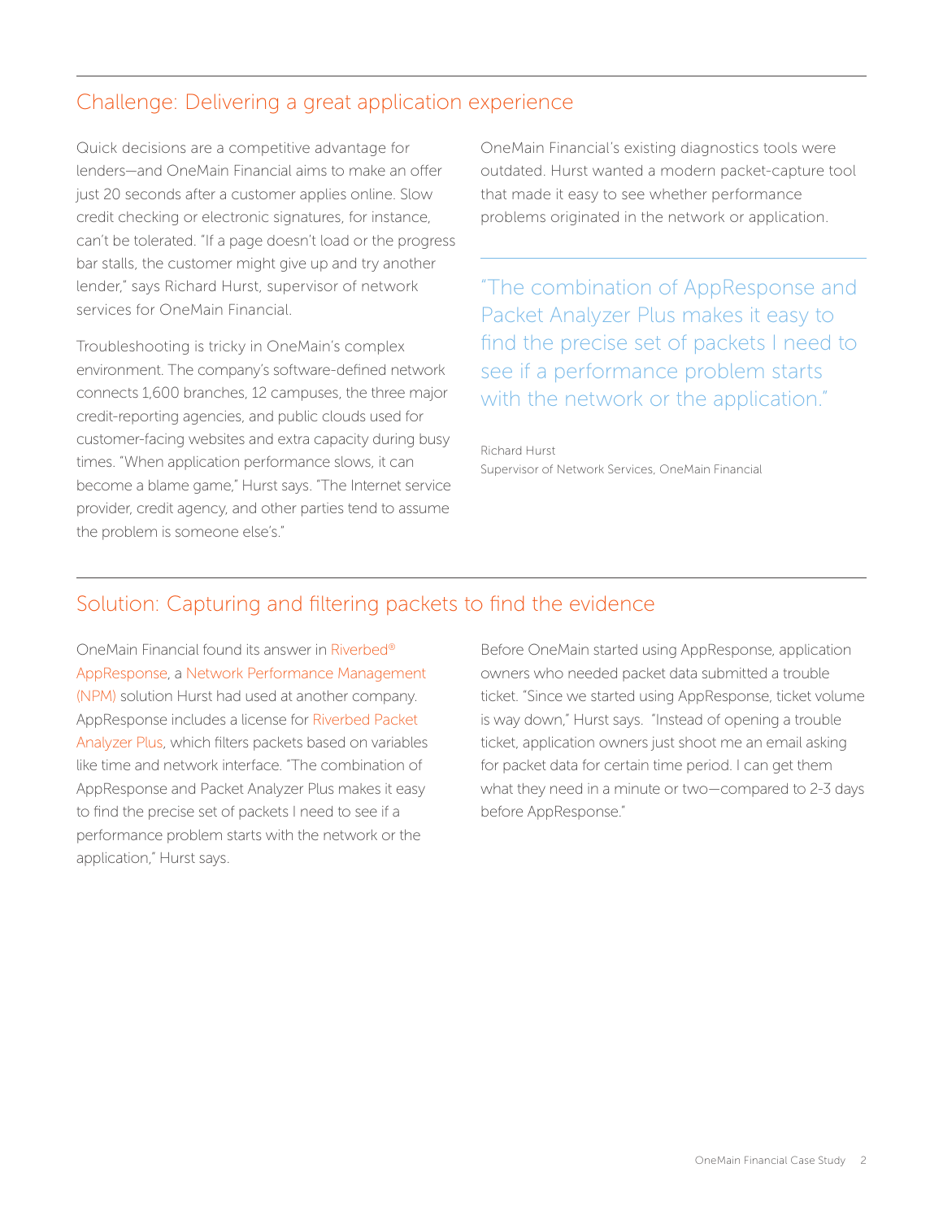## Challenge: Delivering a great application experience

Quick decisions are a competitive advantage for lenders—and OneMain Financial aims to make an offer just 20 seconds after a customer applies online. Slow credit checking or electronic signatures, for instance, can't be tolerated. "If a page doesn't load or the progress bar stalls, the customer might give up and try another lender," says Richard Hurst, supervisor of network services for OneMain Financial.

Troubleshooting is tricky in OneMain's complex environment. The company's software-defined network connects 1,600 branches, 12 campuses, the three major credit-reporting agencies, and public clouds used for customer-facing websites and extra capacity during busy times. "When application performance slows, it can become a blame game," Hurst says. "The Internet service provider, credit agency, and other parties tend to assume the problem is someone else's."

OneMain Financial's existing diagnostics tools were outdated. Hurst wanted a modern packet-capture tool that made it easy to see whether performance problems originated in the network or application.

> "The combination of AppResponse and Packet Analyzer Plus makes it easy to find the precise set of packets I need to see if a performance problem starts with the network or the application."
>
> Richard Hurst
> Supervisor of Network Services, OneMain Financial

## Solution: Capturing and filtering packets to find the evidence

OneMain Financial found its answer in Riverbed® AppResponse, a Network Performance Management (NPM) solution Hurst had used at another company. AppResponse includes a license for Riverbed Packet Analyzer Plus, which filters packets based on variables like time and network interface. "The combination of AppResponse and Packet Analyzer Plus makes it easy to find the precise set of packets I need to see if a performance problem starts with the network or the application," Hurst says.

Before OneMain started using AppResponse, application owners who needed packet data submitted a trouble ticket. "Since we started using AppResponse, ticket volume is way down," Hurst says. "Instead of opening a trouble ticket, application owners just shoot me an email asking for packet data for certain time period. I can get them what they need in a minute or two—compared to 2-3 days before AppResponse."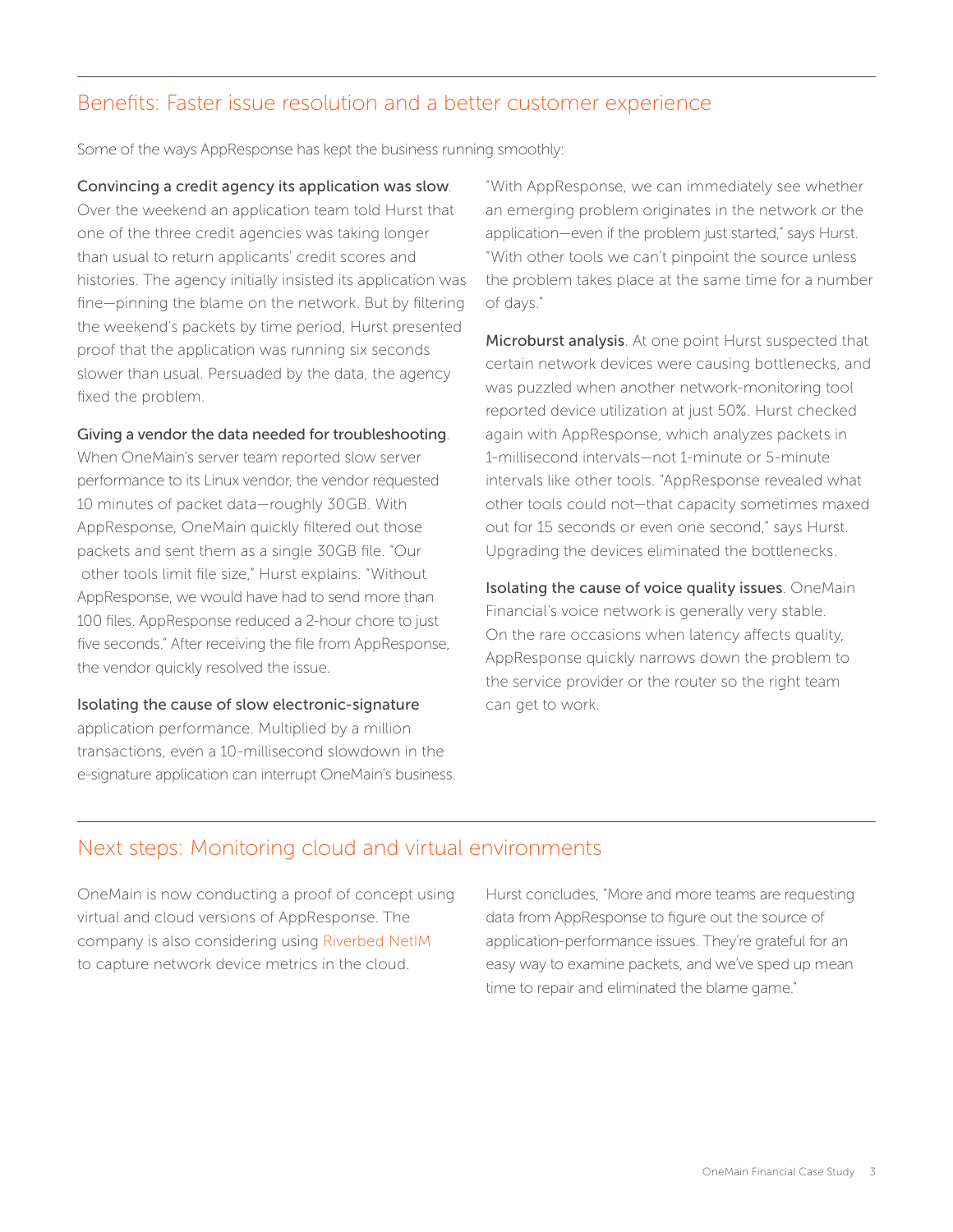## Benefits: Faster issue resolution and a better customer experience

Some of the ways AppResponse has kept the business running smoothly:

**Convincing a credit agency its application was slow**. Over the weekend an application team told Hurst that one of the three credit agencies was taking longer than usual to return applicants' credit scores and histories. The agency initially insisted its application was fine—pinning the blame on the network. But by filtering the weekend's packets by time period, Hurst presented proof that the application was running six seconds slower than usual. Persuaded by the data, the agency fixed the problem.

**Giving a vendor the data needed for troubleshooting**. When OneMain's server team reported slow server performance to its Linux vendor, the vendor requested 10 minutes of packet data—roughly 30GB. With AppResponse, OneMain quickly filtered out those packets and sent them as a single 30GB file. "Our other tools limit file size," Hurst explains. "Without AppResponse, we would have had to send more than 100 files. AppResponse reduced a 2-hour chore to just five seconds." After receiving the file from AppResponse, the vendor quickly resolved the issue.

**Isolating the cause of slow electronic-signature** application performance. Multiplied by a million transactions, even a 10-millisecond slowdown in the e-signature application can interrupt OneMain's business. "With AppResponse, we can immediately see whether an emerging problem originates in the network or the application—even if the problem just started," says Hurst. "With other tools we can't pinpoint the source unless the problem takes place at the same time for a number of days."

**Microburst analysis**. At one point Hurst suspected that certain network devices were causing bottlenecks, and was puzzled when another network-monitoring tool reported device utilization at just 50%. Hurst checked again with AppResponse, which analyzes packets in 1-millisecond intervals—not 1-minute or 5-minute intervals like other tools. "AppResponse revealed what other tools could not—that capacity sometimes maxed out for 15 seconds or even one second," says Hurst. Upgrading the devices eliminated the bottlenecks.

**Isolating the cause of voice quality issues**. OneMain Financial's voice network is generally very stable. On the rare occasions when latency affects quality, AppResponse quickly narrows down the problem to the service provider or the router so the right team can get to work.

## Next steps: Monitoring cloud and virtual environments

OneMain is now conducting a proof of concept using virtual and cloud versions of AppResponse. The company is also considering using Riverbed NetIM to capture network device metrics in the cloud.

Hurst concludes, "More and more teams are requesting data from AppResponse to figure out the source of application-performance issues. They're grateful for an easy way to examine packets, and we've sped up mean time to repair and eliminated the blame game."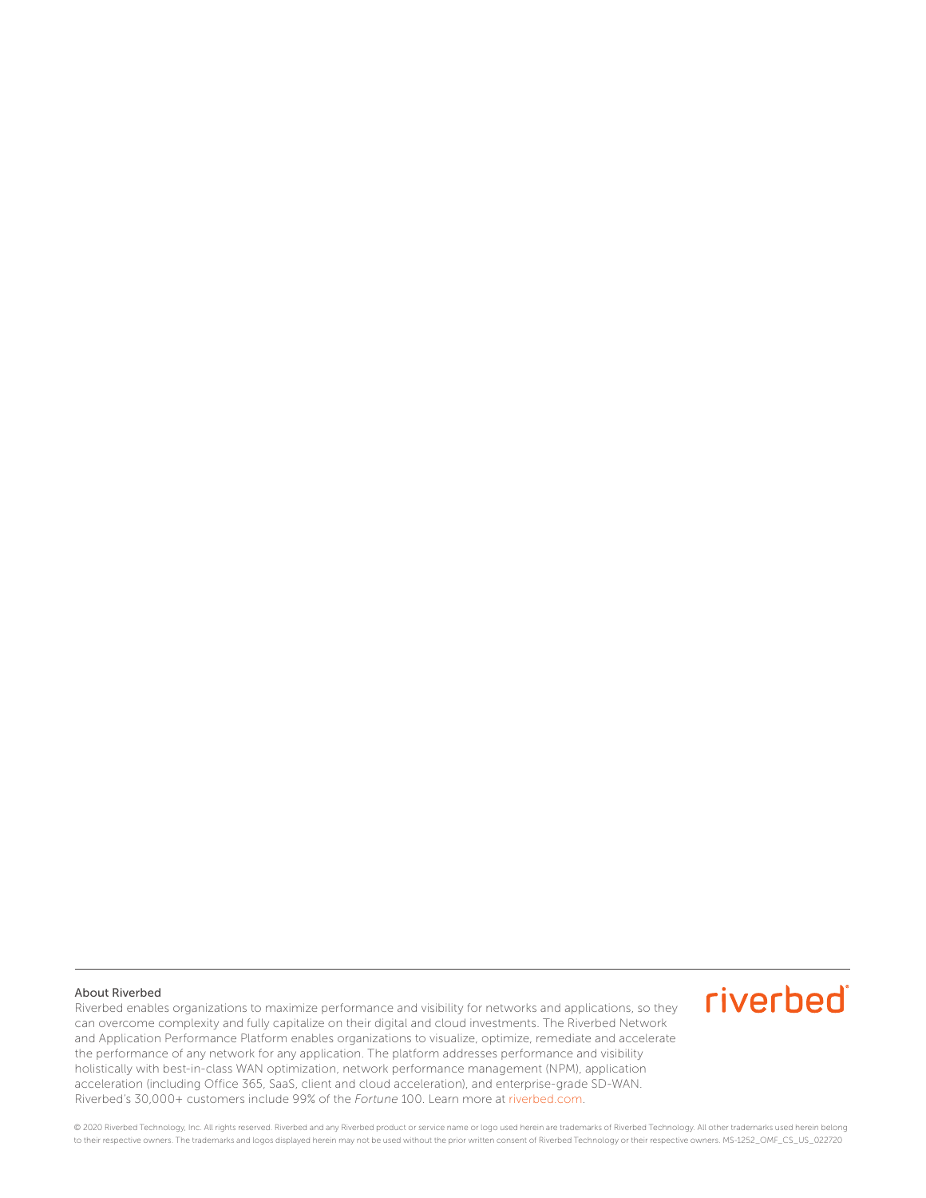### About Riverbed

Riverbed enables organizations to maximize performance and visibility for networks and applications, so they can overcome complexity and fully capitalize on their digital and cloud investments. The Riverbed Network and Application Performance Platform enables organizations to visualize, optimize, remediate and accelerate the performance of any network for any application. The platform addresses performance and visibility holistically with best-in-class WAN optimization, network performance management (NPM), application acceleration (including Office 365, SaaS, client and cloud acceleration), and enterprise-grade SD-WAN. Riverbed's 30,000+ customers include 99% of the *Fortune* 100. Learn more at riverbed.com.

riverbed®

© 2020 Riverbed Technology, Inc. All rights reserved. Riverbed and any Riverbed product or service name or logo used herein are trademarks of Riverbed Technology. All other trademarks used herein belong to their respective owners. The trademarks and logos displayed herein may not be used without the prior written consent of Riverbed Technology or their respective owners. MS-1252_OMF_CS_US_022720